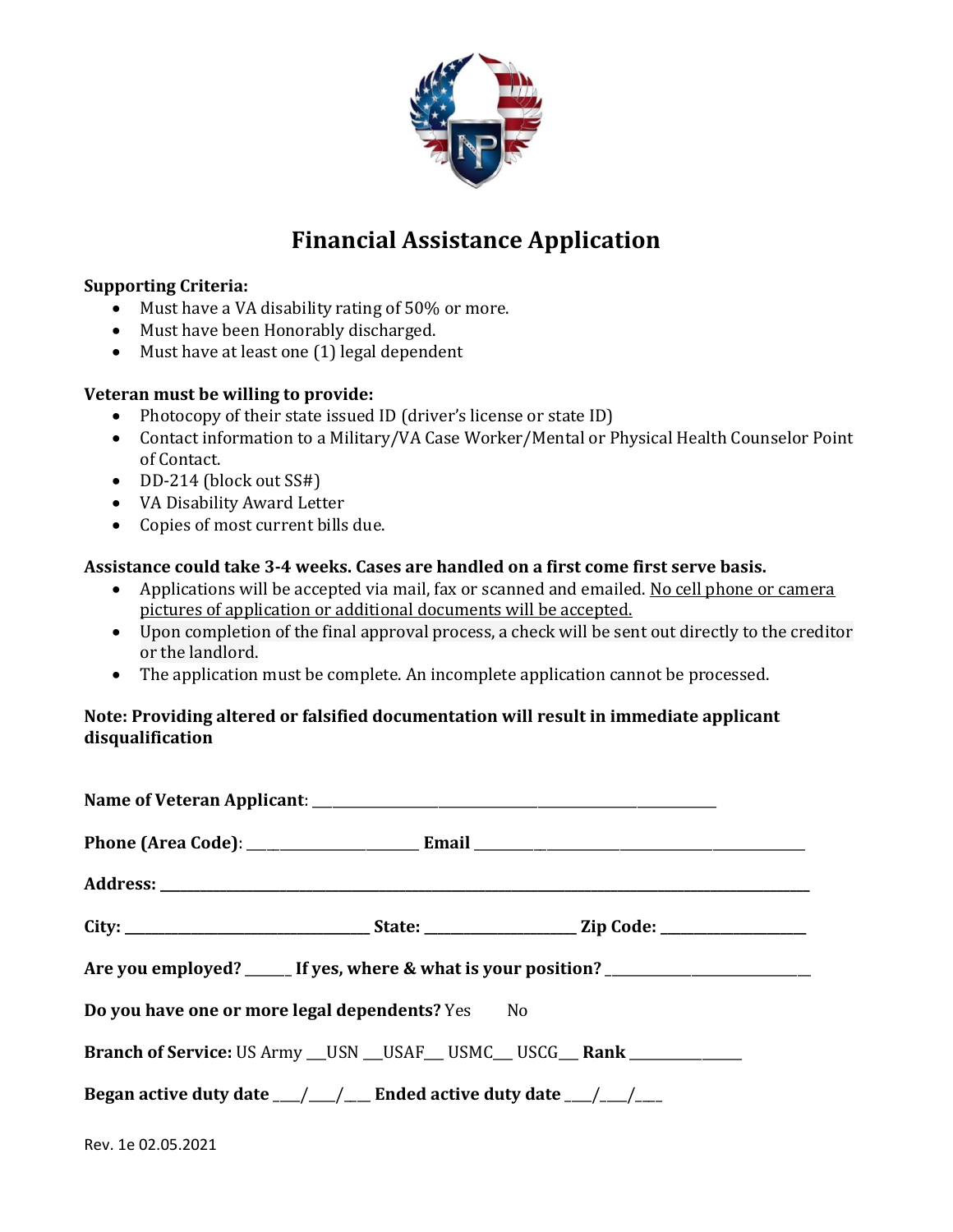# Financial Assistance Application

**Supporting Criteria:**

- Must have a VA disability rating of 50% or more.
- Must have been Honorably discharged.
- Must have at least one (1) legal dependent

**Veteran must be willing to provide:**

- Photocopy of their state issued ID (driver's license or state ID)
- Contact information to a Military/VA Case Worker/Mental or Physical Health Counselor Point of Contact.
- DD-214 (block out SS#)
- VA Disability Award Letter
- Copies of most current bills due.

**Assistance could take 3-4 weeks. Cases are handled on a first come first serve basis.**

- Applications will be accepted via mail, fax or scanned and emailed. No cell phone or camera pictures of application or additional documents will be accepted.
- Upon completion of the final approval process, a check will be sent out directly to the creditor or the landlord.
- The application must be complete. An incomplete application cannot be processed.

**Note: Providing altered or falsified documentation will result in immediate applicant disqualification**

**Name of Veteran Applicant**: ______________________________________________________

**Phone (Area Code)**: _______________________ **Email** ____________________________________________

**Address:** ____________________________________________________________________________________

**City:** _________________________________ **State:** ____________________ **Zip Code:** ___________________

**Are you employed?** ______ **If yes, where & what is your position?** ___________________________

**Do you have one or more legal dependents?** Yes No

**Branch of Service:** US Army ___USN ___USAF___ USMC___ USCG___ **Rank** _______________

**Began active duty date** ___/___/___ **Ended active duty date** ___/___/___

Rev. 1e 02.05.2021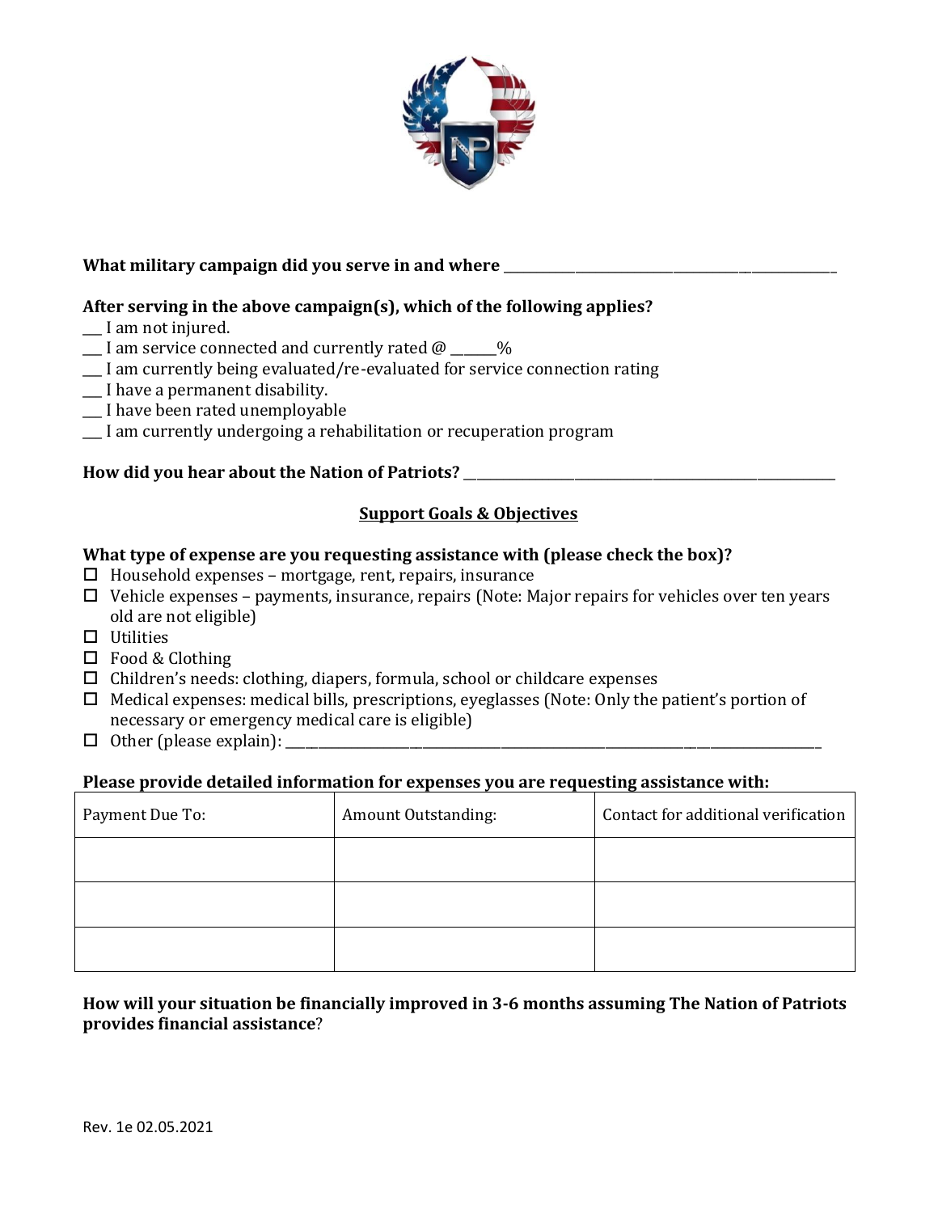**What military campaign did you serve in and where** ______________________________________________

**After serving in the above campaign(s), which of the following applies?**

___ I am not injured.
___ I am service connected and currently rated @ ______%
___ I am currently being evaluated/re-evaluated for service connection rating
___ I have a permanent disability.
___ I have been rated unemployable
___ I am currently undergoing a rehabilitation or recuperation program

**How did you hear about the Nation of Patriots?** ______________________________________________

## Support Goals & Objectives

**What type of expense are you requesting assistance with (please check the box)?**

- ☐ Household expenses – mortgage, rent, repairs, insurance
- ☐ Vehicle expenses – payments, insurance, repairs (Note: Major repairs for vehicles over ten years old are not eligible)
- ☐ Utilities
- ☐ Food & Clothing
- ☐ Children's needs: clothing, diapers, formula, school or childcare expenses
- ☐ Medical expenses: medical bills, prescriptions, eyeglasses (Note: Only the patient's portion of necessary or emergency medical care is eligible)
- ☐ Other (please explain): ______________________________________________

**Please provide detailed information for expenses you are requesting assistance with:**

| Payment Due To: | Amount Outstanding: | Contact for additional verification |
|---|---|---|
| | | |
| | | |
| | | |

**How will your situation be financially improved in 3-6 months assuming The Nation of Patriots provides financial assistance**?

Rev. 1e 02.05.2021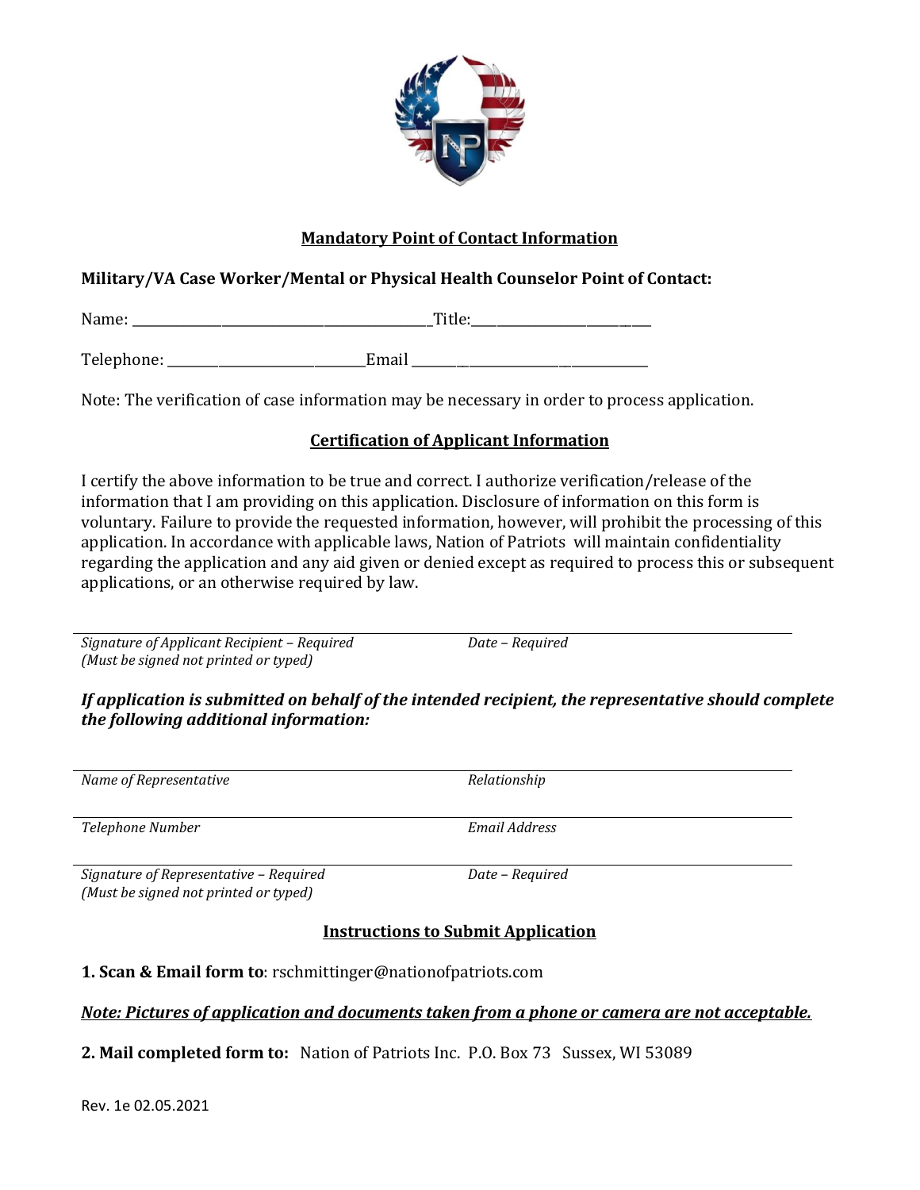## Mandatory Point of Contact Information

**Military/VA Case Worker/Mental or Physical Health Counselor Point of Contact:**

Name: ____________________________________________Title:__________________________

Telephone: ____________________________Email __________________________________

Note: The verification of case information may be necessary in order to process application.

## Certification of Applicant Information

I certify the above information to be true and correct. I authorize verification/release of the information that I am providing on this application. Disclosure of information on this form is voluntary. Failure to provide the requested information, however, will prohibit the processing of this application. In accordance with applicable laws, Nation of Patriots will maintain confidentiality regarding the application and any aid given or denied except as required to process this or subsequent applications, or an otherwise required by law.

_____________________________________________________________________________

*Signature of Applicant Recipient – Required* *Date – Required*
*(Must be signed not printed or typed)*

***If application is submitted on behalf of the intended recipient, the representative should complete the following additional information:***

_____________________________________________________________________________

*Name of Representative* *Relationship*

_____________________________________________________________________________

*Telephone Number* *Email Address*

_____________________________________________________________________________

*Signature of Representative – Required* *Date – Required*
*(Must be signed not printed or typed)*

## Instructions to Submit Application

**1. Scan & Email form to**: rschmittinger@nationofpatriots.com

***Note: Pictures of application and documents taken from a phone or camera are not acceptable.***

**2. Mail completed form to:** Nation of Patriots Inc. P.O. Box 73 Sussex, WI 53089

Rev. 1e 02.05.2021